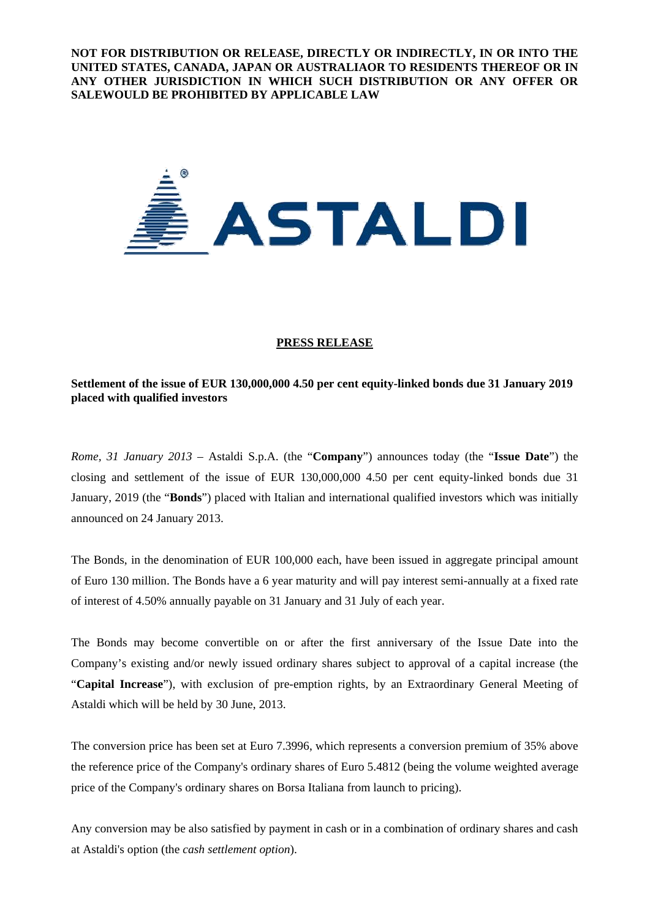**NOT FOR DISTRIBUTION OR RELEASE, DIRECTLY OR INDIRECTLY, IN OR INTO THE UNITED STATES, CANADA, JAPAN OR AUSTRALIAOR TO RESIDENTS THEREOF OR IN ANY OTHER JURISDICTION IN WHICH SUCH DISTRIBUTION OR ANY OFFER OR SALEWOULD BE PROHIBITED BY APPLICABLE LAW**

ASTALDI

**PRESS RELEASE**

**Settlement of the issue of EUR 130,000,000 4.50 per cent equity-linked bonds due 31 January 2019 placed with qualified investors**

*Rome, 31 January 2013* – Astaldi S.p.A. (the "**Company**") announces today (the "**Issue Date**") the closing and settlement of the issue of EUR 130,000,000 4.50 per cent equity-linked bonds due 31 January, 2019 (the "**Bonds**") placed with Italian and international qualified investors which was initially announced on 24 January 2013.

The Bonds, in the denomination of EUR 100,000 each, have been issued in aggregate principal amount of Euro 130 million. The Bonds have a 6 year maturity and will pay interest semi-annually at a fixed rate of interest of 4.50% annually payable on 31 January and 31 July of each year.

The Bonds may become convertible on or after the first anniversary of the Issue Date into the Company's existing and/or newly issued ordinary shares subject to approval of a capital increase (the "**Capital Increase**"), with exclusion of pre-emption rights, by an Extraordinary General Meeting of Astaldi which will be held by 30 June, 2013.

The conversion price has been set at Euro 7.3996, which represents a conversion premium of 35% above the reference price of the Company's ordinary shares of Euro 5.4812 (being the volume weighted average price of the Company's ordinary shares on Borsa Italiana from launch to pricing).

Any conversion may be also satisfied by payment in cash or in a combination of ordinary shares and cash at Astaldi's option (the *cash settlement option*).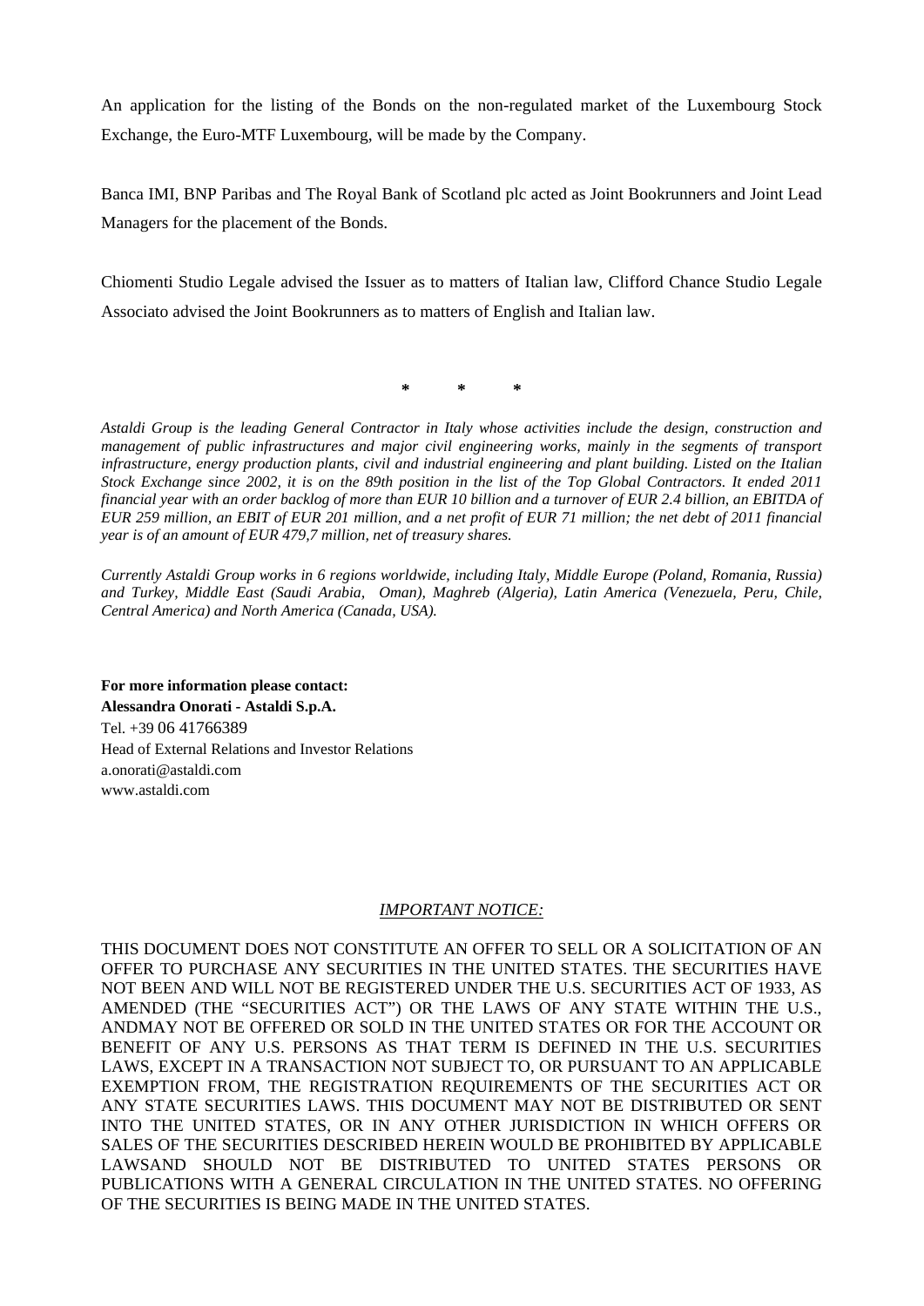An application for the listing of the Bonds on the non-regulated market of the Luxembourg Stock Exchange, the Euro-MTF Luxembourg, will be made by the Company.

Banca IMI, BNP Paribas and The Royal Bank of Scotland plc acted as Joint Bookrunners and Joint Lead Managers for the placement of the Bonds.

Chiomenti Studio Legale advised the Issuer as to matters of Italian law, Clifford Chance Studio Legale Associato advised the Joint Bookrunners as to matters of English and Italian law.

**\* \* \***

*Astaldi Group is the leading General Contractor in Italy whose activities include the design, construction and management of public infrastructures and major civil engineering works, mainly in the segments of transport infrastructure, energy production plants, civil and industrial engineering and plant building. Listed on the Italian Stock Exchange since 2002, it is on the 89th position in the list of the Top Global Contractors. It ended 2011 financial year with an order backlog of more than EUR 10 billion and a turnover of EUR 2.4 billion, an EBITDA of EUR 259 million, an EBIT of EUR 201 million, and a net profit of EUR 71 million; the net debt of 2011 financial year is of an amount of EUR 479,7 million, net of treasury shares.*

*Currently Astaldi Group works in 6 regions worldwide, including Italy, Middle Europe (Poland, Romania, Russia) and Turkey, Middle East (Saudi Arabia, Oman), Maghreb (Algeria), Latin America (Venezuela, Peru, Chile, Central America) and North America (Canada, USA).*

**For more information please contact:**
**Alessandra Onorati - Astaldi S.p.A.**
Tel. +39 06 41766389
Head of External Relations and Investor Relations
a.onorati@astaldi.com
www.astaldi.com

*IMPORTANT NOTICE:*

THIS DOCUMENT DOES NOT CONSTITUTE AN OFFER TO SELL OR A SOLICITATION OF AN OFFER TO PURCHASE ANY SECURITIES IN THE UNITED STATES. THE SECURITIES HAVE NOT BEEN AND WILL NOT BE REGISTERED UNDER THE U.S. SECURITIES ACT OF 1933, AS AMENDED (THE "SECURITIES ACT") OR THE LAWS OF ANY STATE WITHIN THE U.S., ANDMAY NOT BE OFFERED OR SOLD IN THE UNITED STATES OR FOR THE ACCOUNT OR BENEFIT OF ANY U.S. PERSONS AS THAT TERM IS DEFINED IN THE U.S. SECURITIES LAWS, EXCEPT IN A TRANSACTION NOT SUBJECT TO, OR PURSUANT TO AN APPLICABLE EXEMPTION FROM, THE REGISTRATION REQUIREMENTS OF THE SECURITIES ACT OR ANY STATE SECURITIES LAWS. THIS DOCUMENT MAY NOT BE DISTRIBUTED OR SENT INTO THE UNITED STATES, OR IN ANY OTHER JURISDICTION IN WHICH OFFERS OR SALES OF THE SECURITIES DESCRIBED HEREIN WOULD BE PROHIBITED BY APPLICABLE LAWSAND SHOULD NOT BE DISTRIBUTED TO UNITED STATES PERSONS OR PUBLICATIONS WITH A GENERAL CIRCULATION IN THE UNITED STATES. NO OFFERING OF THE SECURITIES IS BEING MADE IN THE UNITED STATES.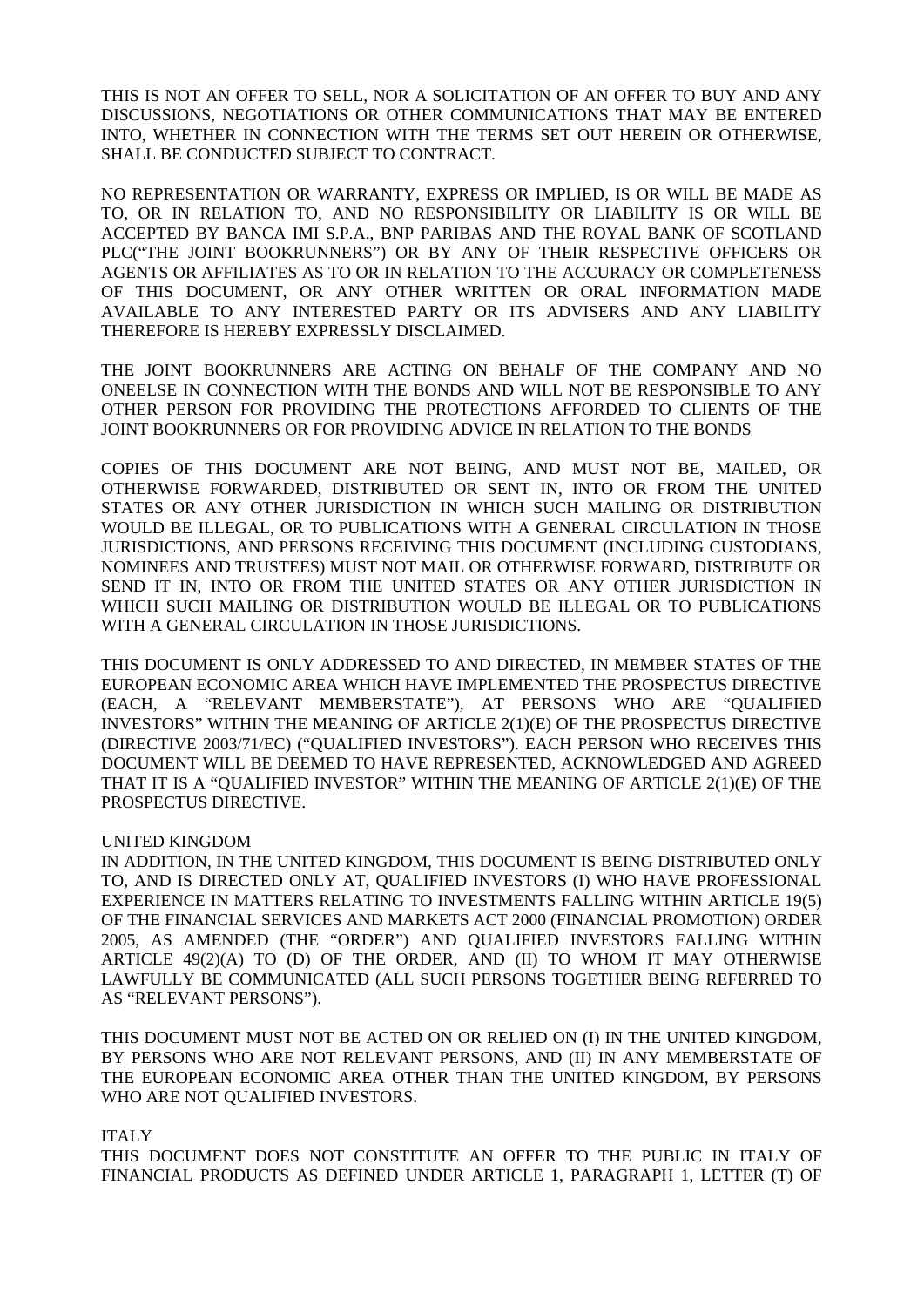THIS IS NOT AN OFFER TO SELL, NOR A SOLICITATION OF AN OFFER TO BUY AND ANY DISCUSSIONS, NEGOTIATIONS OR OTHER COMMUNICATIONS THAT MAY BE ENTERED INTO, WHETHER IN CONNECTION WITH THE TERMS SET OUT HEREIN OR OTHERWISE, SHALL BE CONDUCTED SUBJECT TO CONTRACT.

NO REPRESENTATION OR WARRANTY, EXPRESS OR IMPLIED, IS OR WILL BE MADE AS TO, OR IN RELATION TO, AND NO RESPONSIBILITY OR LIABILITY IS OR WILL BE ACCEPTED BY BANCA IMI S.P.A., BNP PARIBAS AND THE ROYAL BANK OF SCOTLAND PLC("THE JOINT BOOKRUNNERS") OR BY ANY OF THEIR RESPECTIVE OFFICERS OR AGENTS OR AFFILIATES AS TO OR IN RELATION TO THE ACCURACY OR COMPLETENESS OF THIS DOCUMENT, OR ANY OTHER WRITTEN OR ORAL INFORMATION MADE AVAILABLE TO ANY INTERESTED PARTY OR ITS ADVISERS AND ANY LIABILITY THEREFORE IS HEREBY EXPRESSLY DISCLAIMED.

THE JOINT BOOKRUNNERS ARE ACTING ON BEHALF OF THE COMPANY AND NO ONEELSE IN CONNECTION WITH THE BONDS AND WILL NOT BE RESPONSIBLE TO ANY OTHER PERSON FOR PROVIDING THE PROTECTIONS AFFORDED TO CLIENTS OF THE JOINT BOOKRUNNERS OR FOR PROVIDING ADVICE IN RELATION TO THE BONDS

COPIES OF THIS DOCUMENT ARE NOT BEING, AND MUST NOT BE, MAILED, OR OTHERWISE FORWARDED, DISTRIBUTED OR SENT IN, INTO OR FROM THE UNITED STATES OR ANY OTHER JURISDICTION IN WHICH SUCH MAILING OR DISTRIBUTION WOULD BE ILLEGAL, OR TO PUBLICATIONS WITH A GENERAL CIRCULATION IN THOSE JURISDICTIONS, AND PERSONS RECEIVING THIS DOCUMENT (INCLUDING CUSTODIANS, NOMINEES AND TRUSTEES) MUST NOT MAIL OR OTHERWISE FORWARD, DISTRIBUTE OR SEND IT IN, INTO OR FROM THE UNITED STATES OR ANY OTHER JURISDICTION IN WHICH SUCH MAILING OR DISTRIBUTION WOULD BE ILLEGAL OR TO PUBLICATIONS WITH A GENERAL CIRCULATION IN THOSE JURISDICTIONS.

THIS DOCUMENT IS ONLY ADDRESSED TO AND DIRECTED, IN MEMBER STATES OF THE EUROPEAN ECONOMIC AREA WHICH HAVE IMPLEMENTED THE PROSPECTUS DIRECTIVE (EACH, A "RELEVANT MEMBERSTATE"), AT PERSONS WHO ARE "QUALIFIED INVESTORS" WITHIN THE MEANING OF ARTICLE 2(1)(E) OF THE PROSPECTUS DIRECTIVE (DIRECTIVE 2003/71/EC) ("QUALIFIED INVESTORS"). EACH PERSON WHO RECEIVES THIS DOCUMENT WILL BE DEEMED TO HAVE REPRESENTED, ACKNOWLEDGED AND AGREED THAT IT IS A "QUALIFIED INVESTOR" WITHIN THE MEANING OF ARTICLE 2(1)(E) OF THE PROSPECTUS DIRECTIVE.

UNITED KINGDOM

IN ADDITION, IN THE UNITED KINGDOM, THIS DOCUMENT IS BEING DISTRIBUTED ONLY TO, AND IS DIRECTED ONLY AT, QUALIFIED INVESTORS (I) WHO HAVE PROFESSIONAL EXPERIENCE IN MATTERS RELATING TO INVESTMENTS FALLING WITHIN ARTICLE 19(5) OF THE FINANCIAL SERVICES AND MARKETS ACT 2000 (FINANCIAL PROMOTION) ORDER 2005, AS AMENDED (THE "ORDER") AND QUALIFIED INVESTORS FALLING WITHIN ARTICLE 49(2)(A) TO (D) OF THE ORDER, AND (II) TO WHOM IT MAY OTHERWISE LAWFULLY BE COMMUNICATED (ALL SUCH PERSONS TOGETHER BEING REFERRED TO AS "RELEVANT PERSONS").

THIS DOCUMENT MUST NOT BE ACTED ON OR RELIED ON (I) IN THE UNITED KINGDOM, BY PERSONS WHO ARE NOT RELEVANT PERSONS, AND (II) IN ANY MEMBERSTATE OF THE EUROPEAN ECONOMIC AREA OTHER THAN THE UNITED KINGDOM, BY PERSONS WHO ARE NOT QUALIFIED INVESTORS.

ITALY

THIS DOCUMENT DOES NOT CONSTITUTE AN OFFER TO THE PUBLIC IN ITALY OF FINANCIAL PRODUCTS AS DEFINED UNDER ARTICLE 1, PARAGRAPH 1, LETTER (T) OF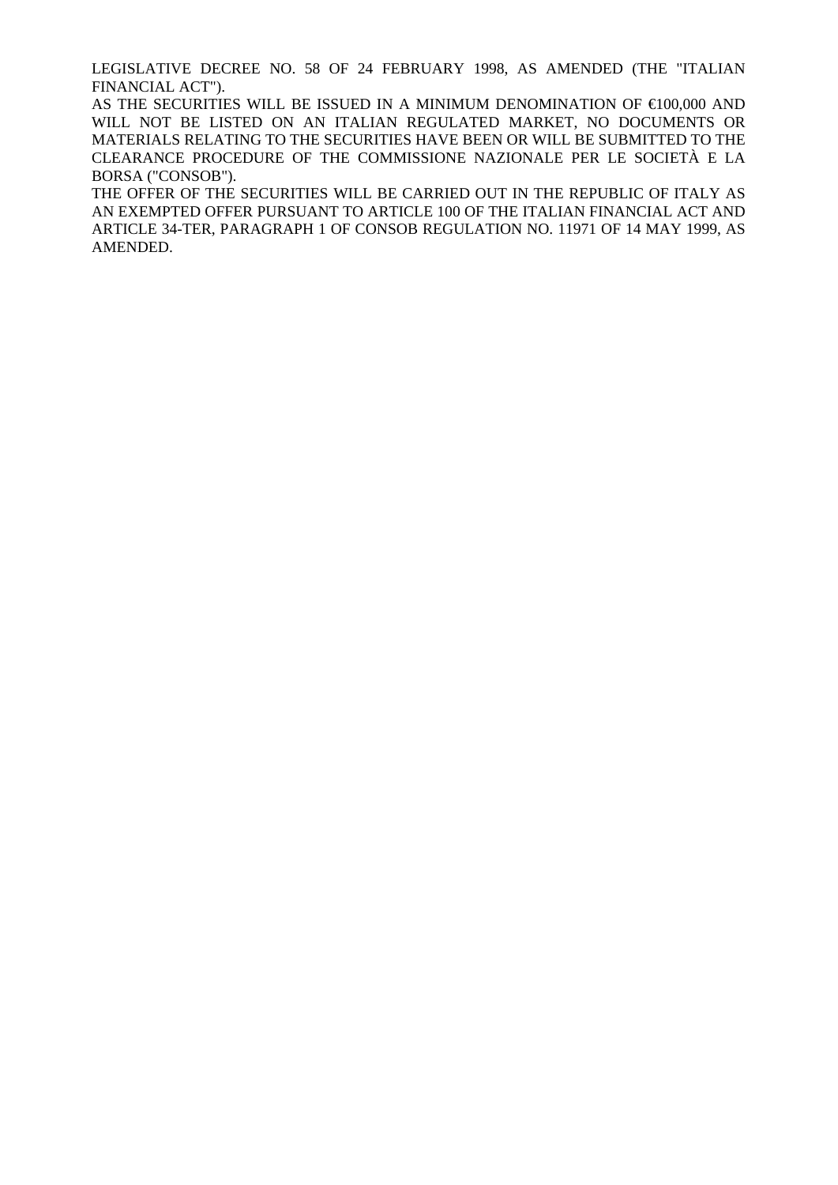LEGISLATIVE DECREE NO. 58 OF 24 FEBRUARY 1998, AS AMENDED (THE "ITALIAN FINANCIAL ACT").

AS THE SECURITIES WILL BE ISSUED IN A MINIMUM DENOMINATION OF €100,000 AND WILL NOT BE LISTED ON AN ITALIAN REGULATED MARKET, NO DOCUMENTS OR MATERIALS RELATING TO THE SECURITIES HAVE BEEN OR WILL BE SUBMITTED TO THE CLEARANCE PROCEDURE OF THE COMMISSIONE NAZIONALE PER LE SOCIETÀ E LA BORSA ("CONSOB").

THE OFFER OF THE SECURITIES WILL BE CARRIED OUT IN THE REPUBLIC OF ITALY AS AN EXEMPTED OFFER PURSUANT TO ARTICLE 100 OF THE ITALIAN FINANCIAL ACT AND ARTICLE 34-TER, PARAGRAPH 1 OF CONSOB REGULATION NO. 11971 OF 14 MAY 1999, AS AMENDED.